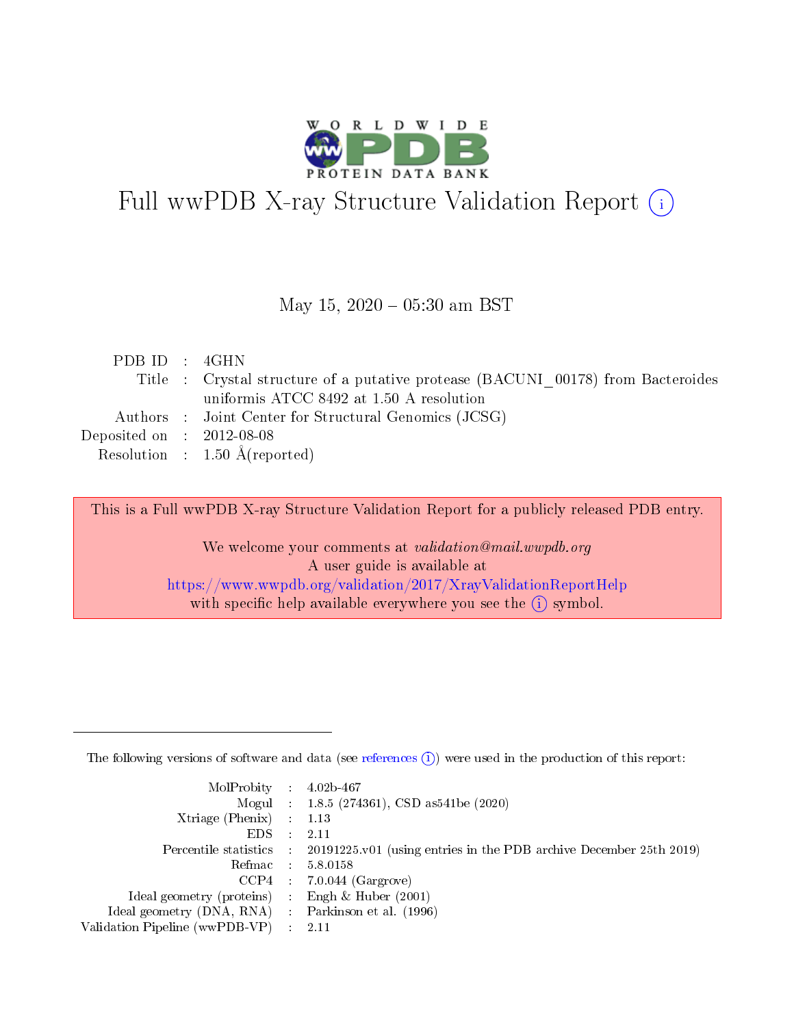# Full wwPDB X-ray Structure Validation Report (i)

May 15, 2020 – 05:30 am BST

| | | |
|---|---|---|
| PDB ID | : | 4GHN |
| Title | : | Crystal structure of a putative protease (BACUNI_00178) from Bacteroides uniformis ATCC 8492 at 1.50 A resolution |
| Authors | : | Joint Center for Structural Genomics (JCSG) |
| Deposited on | : | 2012-08-08 |
| Resolution | : | 1.50 Å(reported) |

This is a Full wwPDB X-ray Structure Validation Report for a publicly released PDB entry.

We welcome your comments at *validation@mail.wwpdb.org*
A user guide is available at
https://www.wwpdb.org/validation/2017/XrayValidationReportHelp
with specific help available everywhere you see the (i) symbol.

---

The following versions of software and data (see references (i)) were used in the production of this report:

| | | |
|---|---|---|
| MolProbity | : | 4.02b-467 |
| Mogul | : | 1.8.5 (274361), CSD as541be (2020) |
| Xtriage (Phenix) | : | 1.13 |
| EDS | : | 2.11 |
| Percentile statistics | : | 20191225.v01 (using entries in the PDB archive December 25th 2019) |
| Refmac | : | 5.8.0158 |
| CCP4 | : | 7.0.044 (Gargrove) |
| Ideal geometry (proteins) | : | Engh & Huber (2001) |
| Ideal geometry (DNA, RNA) | : | Parkinson et al. (1996) |
| Validation Pipeline (wwPDB-VP) | : | 2.11 |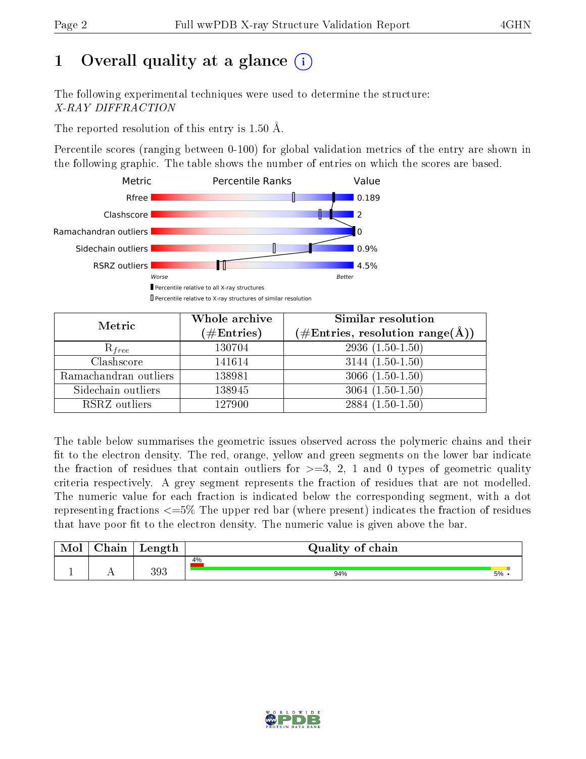# 1 Overall quality at a glance (i)

The following experimental techniques were used to determine the structure:
*X-RAY DIFFRACTION*

The reported resolution of this entry is 1.50 Å.

Percentile scores (ranging between 0-100) for global validation metrics of the entry are shown in the following graphic. The table shows the number of entries on which the scores are based.

| Metric | Value |
|---|---|
| Rfree | 0.189 |
| Clashscore | 2 |
| Ramachandran outliers | 0 |
| Sidechain outliers | 0.9% |
| RSRZ outliers | 4.5% |

Worse — Better

▮ Percentile relative to all X-ray structures
▯ Percentile relative to X-ray structures of similar resolution

| Metric | Whole archive (#Entries) | Similar resolution (#Entries, resolution range(Å)) |
|---|---|---|
| $R_{free}$ | 130704 | 2936 (1.50-1.50) |
| Clashscore | 141614 | 3144 (1.50-1.50) |
| Ramachandran outliers | 138981 | 3066 (1.50-1.50) |
| Sidechain outliers | 138945 | 3064 (1.50-1.50) |
| RSRZ outliers | 127900 | 2884 (1.50-1.50) |

The table below summarises the geometric issues observed across the polymeric chains and their fit to the electron density. The red, orange, yellow and green segments on the lower bar indicate the fraction of residues that contain outliers for >=3, 2, 1 and 0 types of geometric quality criteria respectively. A grey segment represents the fraction of residues that are not modelled. The numeric value for each fraction is indicated below the corresponding segment, with a dot representing fractions <=5% The upper red bar (where present) indicates the fraction of residues that have poor fit to the electron density. The numeric value is given above the bar.

| Mol | Chain | Length | Quality of chain |
|---|---|---|---|
| 1 | A | 393 | 4% (poor fit); 94% / 5% / • |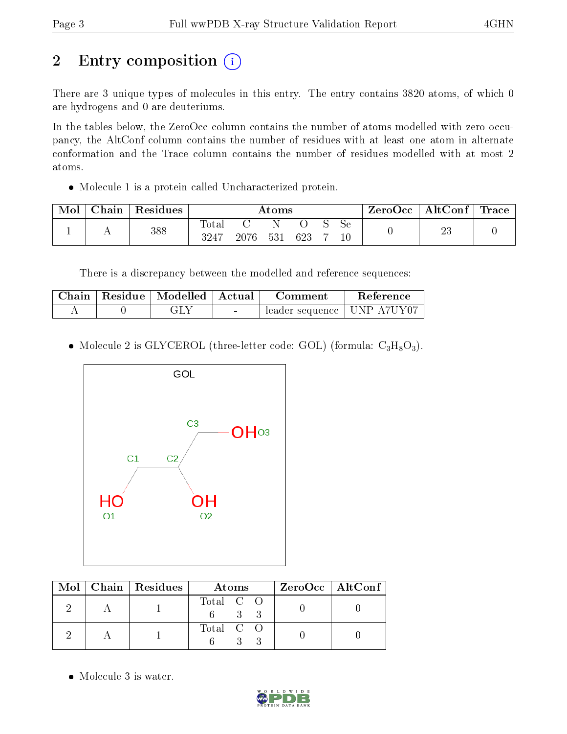# 2 Entry composition (i)

There are 3 unique types of molecules in this entry. The entry contains 3820 atoms, of which 0 are hydrogens and 0 are deuteriums.

In the tables below, the ZeroOcc column contains the number of atoms modelled with zero occupancy, the AltConf column contains the number of residues with at least one atom in alternate conformation and the Trace column contains the number of residues modelled with at most 2 atoms.

- Molecule 1 is a protein called Uncharacterized protein.

| Mol | Chain | Residues | Atoms | | | | | | ZeroOcc | AltConf | Trace |
|---|---|---|---|---|---|---|---|---|---|---|---|
| 1 | A | 388 | Total<br>3247 | C<br>2076 | N<br>531 | O<br>623 | S<br>7 | Se<br>10 | 0 | 23 | 0 |

There is a discrepancy between the modelled and reference sequences:

| Chain | Residue | Modelled | Actual | Comment | Reference |
|---|---|---|---|---|---|
| A | 0 | GLY | - | leader sequence | UNP A7UY07 |

- Molecule 2 is GLYCEROL (three-letter code: GOL) (formula: $C_3H_8O_3$).

| Mol | Chain | Residues | Atoms | | | ZeroOcc | AltConf |
|---|---|---|---|---|---|---|---|
| 2 | A | 1 | Total<br>6 | C<br>3 | O<br>3 | 0 | 0 |
| 2 | A | 1 | Total<br>6 | C<br>3 | O<br>3 | 0 | 0 |

- Molecule 3 is water.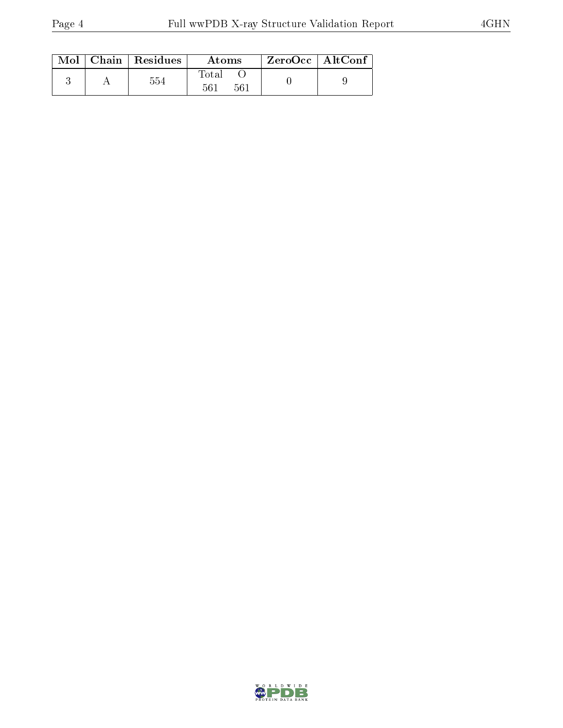| Mol | Chain | Residues | Atoms | | ZeroOcc | AltConf |
|---|---|---|---|---|---|---|
| | | | Total | O | | |
| 3 | A | 554 | 561 | 561 | 0 | 9 |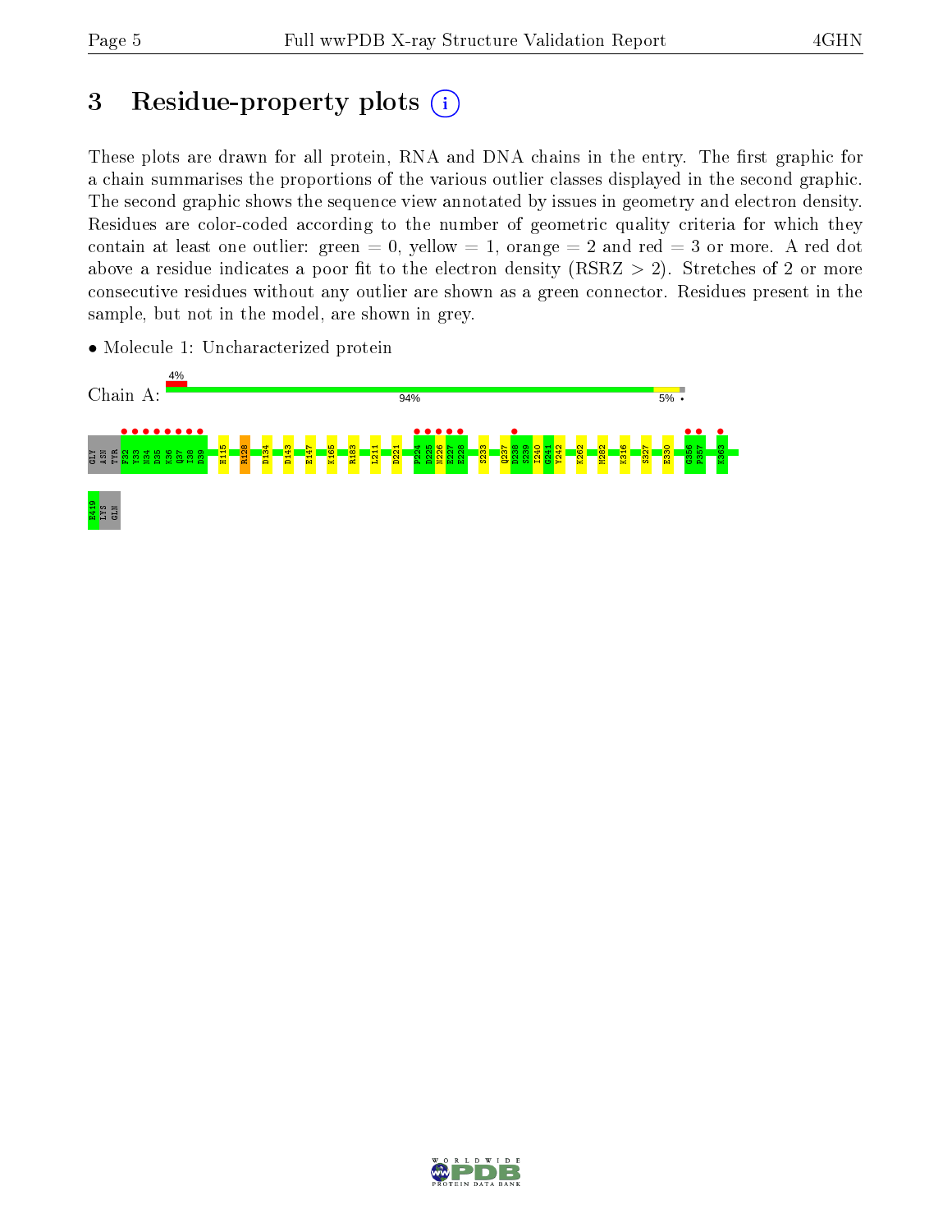# 3 Residue-property plots

These plots are drawn for all protein, RNA and DNA chains in the entry. The first graphic for a chain summarises the proportions of the various outlier classes displayed in the second graphic. The second graphic shows the sequence view annotated by issues in geometry and electron density. Residues are color-coded according to the number of geometric quality criteria for which they contain at least one outlier: green = 0, yellow = 1, orange = 2 and red = 3 or more. A red dot above a residue indicates a poor fit to the electron density (RSRZ > 2). Stretches of 2 or more consecutive residues without any outlier are shown as a green connector. Residues present in the sample, but not in the model, are shown in grey.

- Molecule 1: Uncharacterized protein

Chain A: 4% | 94% | 5% •

GLY ASN TYR F32 Y33 N34 D35 K36 Q37 I38 D39 H115 R128 D134 D143 E147 K165 R183 L211 D221 P224 D225 N226 E227 E228 S233 Q237 D238 S239 I240 G241 Y242 K262 M282 K316 S327 E330 G356 P357 K363 E419 LYS GLN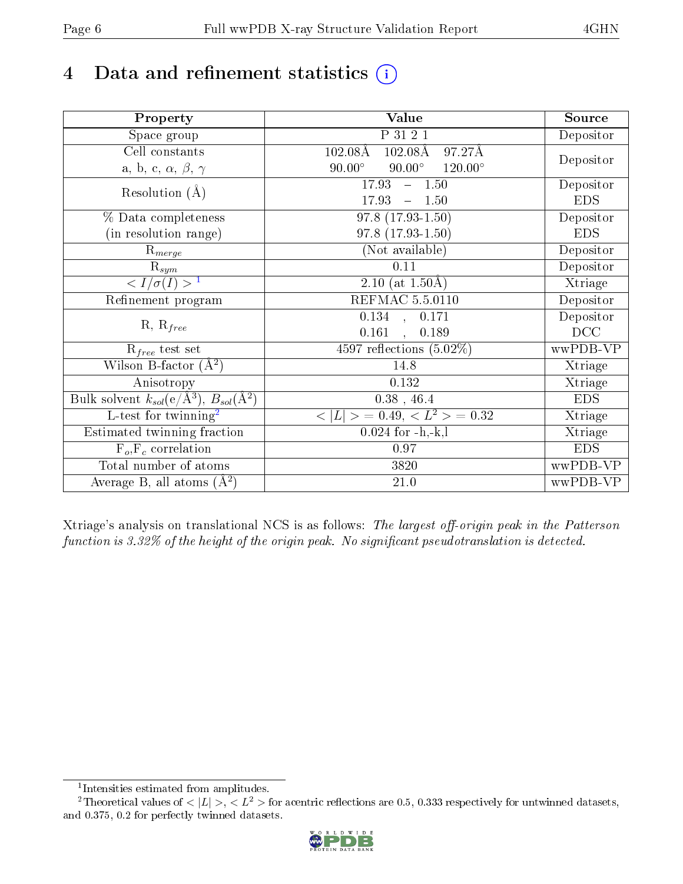# 4 Data and refinement statistics (i)

| Property | Value | Source |
|---|---|---|
| Space group | P 31 2 1 | Depositor |
| Cell constants<br>a, b, c, $\alpha$, $\beta$, $\gamma$ | 102.08Å 102.08Å 97.27Å<br>90.00° 90.00° 120.00° | Depositor |
| Resolution (Å) | 17.93 – 1.50<br>17.93 – 1.50 | Depositor<br>EDS |
| % Data completeness<br>(in resolution range) | 97.8 (17.93-1.50)<br>97.8 (17.93-1.50) | Depositor<br>EDS |
| $R_{merge}$ | (Not available) | Depositor |
| $R_{sym}$ | 0.11 | Depositor |
| $< I/\sigma(I) >$ [1] | 2.10 (at 1.50Å) | Xtriage |
| Refinement program | REFMAC 5.5.0110 | Depositor |
| R, $R_{free}$ | 0.134 , 0.171<br>0.161 , 0.189 | Depositor<br>DCC |
| $R_{free}$ test set | 4597 reflections (5.02%) | wwPDB-VP |
| Wilson B-factor (Å$^2$) | 14.8 | Xtriage |
| Anisotropy | 0.132 | Xtriage |
| Bulk solvent $k_{sol}$(e/Å$^3$), $B_{sol}$(Å$^2$) | 0.38 , 46.4 | EDS |
| L-test for twinning[2] | $< \|L\| >$ = 0.49, $< L^2 >$ = 0.32 | Xtriage |
| Estimated twinning fraction | 0.024 for -h,-k,l | Xtriage |
| $F_o$,$F_c$ correlation | 0.97 | EDS |
| Total number of atoms | 3820 | wwPDB-VP |
| Average B, all atoms (Å$^2$) | 21.0 | wwPDB-VP |

Xtriage's analysis on translational NCS is as follows: *The largest off-origin peak in the Patterson function is 3.32% of the height of the origin peak. No significant pseudotranslation is detected.*

[1] Intensities estimated from amplitudes.

[2] Theoretical values of $< |L| >$, $< L^2 >$ for acentric reflections are 0.5, 0.333 respectively for untwinned datasets, and 0.375, 0.2 for perfectly twinned datasets.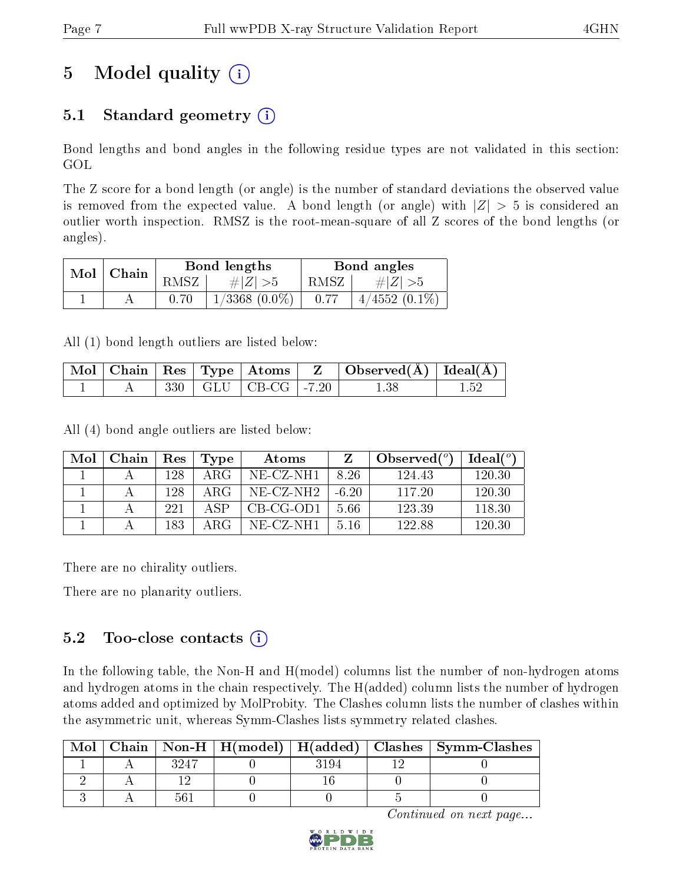# 5 Model quality (i)

## 5.1 Standard geometry (i)

Bond lengths and bond angles in the following residue types are not validated in this section: GOL

The Z score for a bond length (or angle) is the number of standard deviations the observed value is removed from the expected value. A bond length (or angle) with $|Z| > 5$ is considered an outlier worth inspection. RMSZ is the root-mean-square of all Z scores of the bond lengths (or angles).

| Mol | Chain | Bond lengths | | Bond angles | |
|---|---|---|---|---|---|
| | | RMSZ | $\#\|Z\| > 5$ | RMSZ | $\#\|Z\| > 5$ |
| 1 | A | 0.70 | 1/3368 (0.0%) | 0.77 | 4/4552 (0.1%) |

All (1) bond length outliers are listed below:

| Mol | Chain | Res | Type | Atoms | Z | Observed(Å) | Ideal(Å) |
|---|---|---|---|---|---|---|---|
| 1 | A | 330 | GLU | CB-CG | -7.20 | 1.38 | 1.52 |

All (4) bond angle outliers are listed below:

| Mol | Chain | Res | Type | Atoms | Z | Observed($^o$) | Ideal($^o$) |
|---|---|---|---|---|---|---|---|
| 1 | A | 128 | ARG | NE-CZ-NH1 | 8.26 | 124.43 | 120.30 |
| 1 | A | 128 | ARG | NE-CZ-NH2 | -6.20 | 117.20 | 120.30 |
| 1 | A | 221 | ASP | CB-CG-OD1 | 5.66 | 123.39 | 118.30 |
| 1 | A | 183 | ARG | NE-CZ-NH1 | 5.16 | 122.88 | 120.30 |

There are no chirality outliers.

There are no planarity outliers.

## 5.2 Too-close contacts (i)

In the following table, the Non-H and H(model) columns list the number of non-hydrogen atoms and hydrogen atoms in the chain respectively. The H(added) column lists the number of hydrogen atoms added and optimized by MolProbity. The Clashes column lists the number of clashes within the asymmetric unit, whereas Symm-Clashes lists symmetry related clashes.

| Mol | Chain | Non-H | H(model) | H(added) | Clashes | Symm-Clashes |
|---|---|---|---|---|---|---|
| 1 | A | 3247 | 0 | 3194 | 12 | 0 |
| 2 | A | 12 | 0 | 16 | 0 | 0 |
| 3 | A | 561 | 0 | 0 | 5 | 0 |

*Continued on next page...*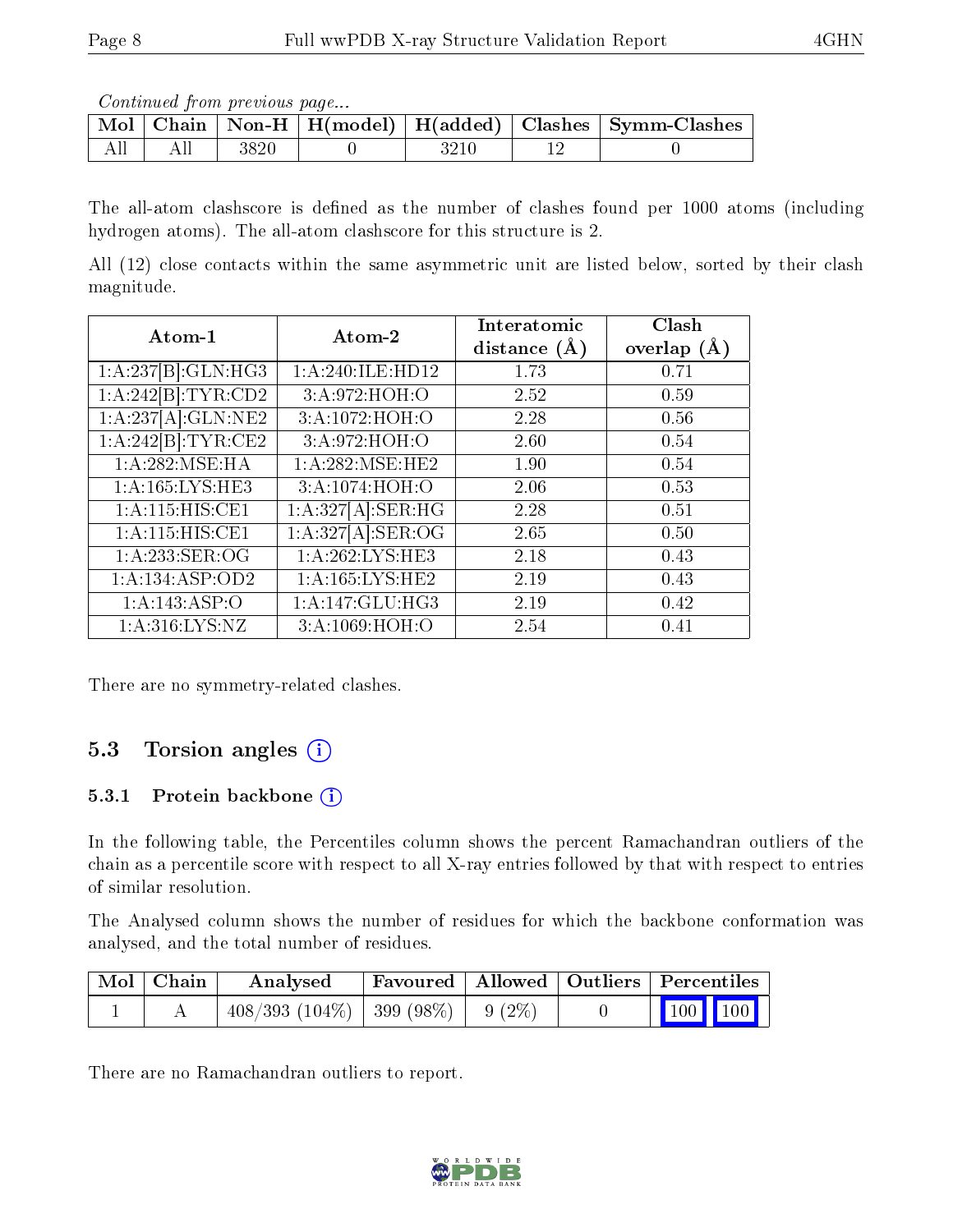*Continued from previous page...*

| Mol | Chain | Non-H | H(model) | H(added) | Clashes | Symm-Clashes |
|---|---|---|---|---|---|---|
| All | All | 3820 | 0 | 3210 | 12 | 0 |

The all-atom clashscore is defined as the number of clashes found per 1000 atoms (including hydrogen atoms). The all-atom clashscore for this structure is 2.

All (12) close contacts within the same asymmetric unit are listed below, sorted by their clash magnitude.

| Atom-1 | Atom-2 | Interatomic distance (Å) | Clash overlap (Å) |
|---|---|---|---|
| 1:A:237[B]:GLN:HG3 | 1:A:240:ILE:HD12 | 1.73 | 0.71 |
| 1:A:242[B]:TYR:CD2 | 3:A:972:HOH:O | 2.52 | 0.59 |
| 1:A:237[A]:GLN:NE2 | 3:A:1072:HOH:O | 2.28 | 0.56 |
| 1:A:242[B]:TYR:CE2 | 3:A:972:HOH:O | 2.60 | 0.54 |
| 1:A:282:MSE:HA | 1:A:282:MSE:HE2 | 1.90 | 0.54 |
| 1:A:165:LYS:HE3 | 3:A:1074:HOH:O | 2.06 | 0.53 |
| 1:A:115:HIS:CE1 | 1:A:327[A]:SER:HG | 2.28 | 0.51 |
| 1:A:115:HIS:CE1 | 1:A:327[A]:SER:OG | 2.65 | 0.50 |
| 1:A:233:SER:OG | 1:A:262:LYS:HE3 | 2.18 | 0.43 |
| 1:A:134:ASP:OD2 | 1:A:165:LYS:HE2 | 2.19 | 0.43 |
| 1:A:143:ASP:O | 1:A:147:GLU:HG3 | 2.19 | 0.42 |
| 1:A:316:LYS:NZ | 3:A:1069:HOH:O | 2.54 | 0.41 |

There are no symmetry-related clashes.

## 5.3 Torsion angles

### 5.3.1 Protein backbone

In the following table, the Percentiles column shows the percent Ramachandran outliers of the chain as a percentile score with respect to all X-ray entries followed by that with respect to entries of similar resolution.

The Analysed column shows the number of residues for which the backbone conformation was analysed, and the total number of residues.

| Mol | Chain | Analysed | Favoured | Allowed | Outliers | Percentiles | |
|---|---|---|---|---|---|---|---|
| 1 | A | 408/393 (104%) | 399 (98%) | 9 (2%) | 0 | 100 | 100 |

There are no Ramachandran outliers to report.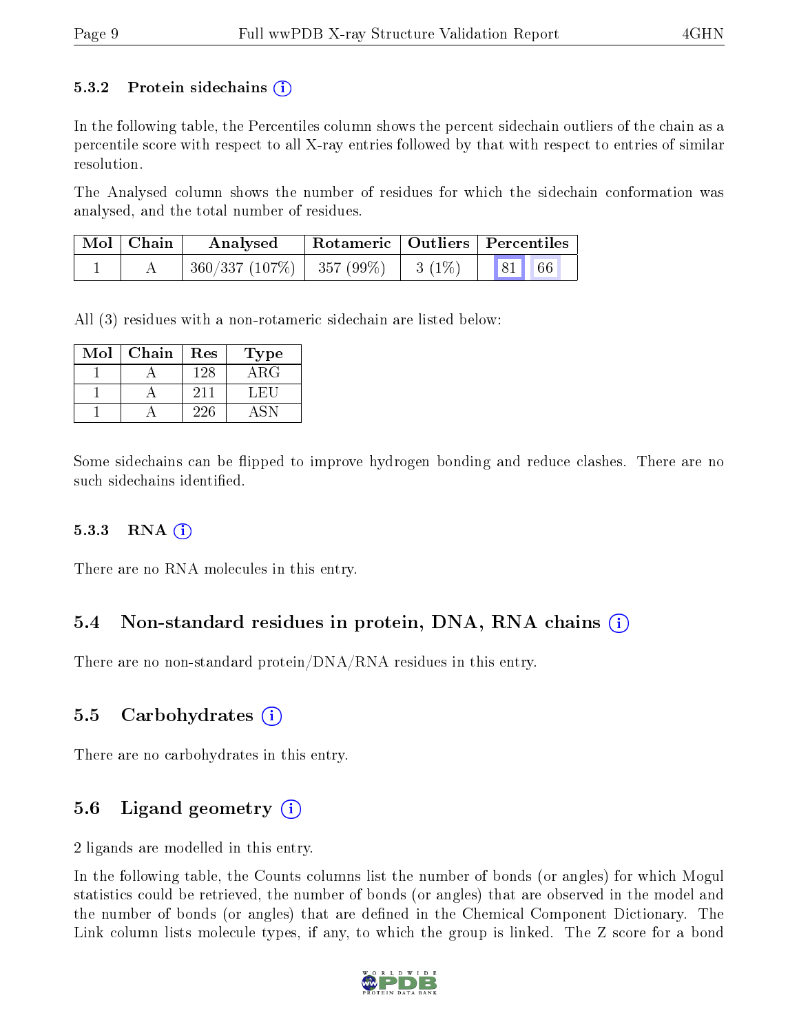### 5.3.2 Protein sidechains (i)

In the following table, the Percentiles column shows the percent sidechain outliers of the chain as a percentile score with respect to all X-ray entries followed by that with respect to entries of similar resolution.

The Analysed column shows the number of residues for which the sidechain conformation was analysed, and the total number of residues.

| Mol | Chain | Analysed | Rotameric | Outliers | Percentiles | |
|---|---|---|---|---|---|---|
| 1 | A | 360/337 (107%) | 357 (99%) | 3 (1%) | 81 | 66 |

All (3) residues with a non-rotameric sidechain are listed below:

| Mol | Chain | Res | Type |
|---|---|---|---|
| 1 | A | 128 | ARG |
| 1 | A | 211 | LEU |
| 1 | A | 226 | ASN |

Some sidechains can be flipped to improve hydrogen bonding and reduce clashes. There are no such sidechains identified.

### 5.3.3 RNA (i)

There are no RNA molecules in this entry.

## 5.4 Non-standard residues in protein, DNA, RNA chains (i)

There are no non-standard protein/DNA/RNA residues in this entry.

## 5.5 Carbohydrates (i)

There are no carbohydrates in this entry.

## 5.6 Ligand geometry (i)

2 ligands are modelled in this entry.

In the following table, the Counts columns list the number of bonds (or angles) for which Mogul statistics could be retrieved, the number of bonds (or angles) that are observed in the model and the number of bonds (or angles) that are defined in the Chemical Component Dictionary. The Link column lists molecule types, if any, to which the group is linked. The Z score for a bond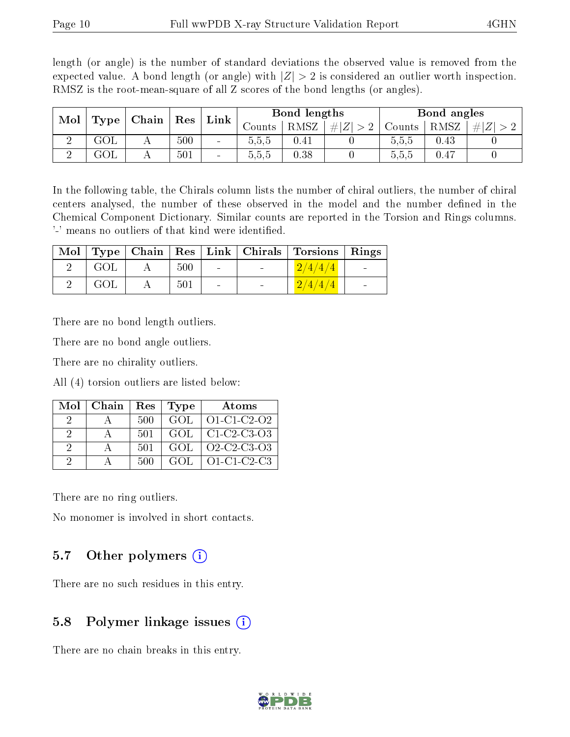length (or angle) is the number of standard deviations the observed value is removed from the expected value. A bond length (or angle) with $|Z| > 2$ is considered an outlier worth inspection. RMSZ is the root-mean-square of all Z scores of the bond lengths (or angles).

| Mol | Type | Chain | Res | Link | Bond lengths | | | Bond angles | | |
|---|---|---|---|---|---|---|---|---|---|---|
| | | | | | Counts | RMSZ | $\#\|Z\| > 2$ | Counts | RMSZ | $\#\|Z\| > 2$ |
| 2 | GOL | A | 500 | - | 5,5,5 | 0.41 | 0 | 5,5,5 | 0.43 | 0 |
| 2 | GOL | A | 501 | - | 5,5,5 | 0.38 | 0 | 5,5,5 | 0.47 | 0 |

In the following table, the Chirals column lists the number of chiral outliers, the number of chiral centers analysed, the number of these observed in the model and the number defined in the Chemical Component Dictionary. Similar counts are reported in the Torsion and Rings columns. '-' means no outliers of that kind were identified.

| Mol | Type | Chain | Res | Link | Chirals | Torsions | Rings |
|---|---|---|---|---|---|---|---|
| 2 | GOL | A | 500 | - | - | 2/4/4/4 | - |
| 2 | GOL | A | 501 | - | - | 2/4/4/4 | - |

There are no bond length outliers.

There are no bond angle outliers.

There are no chirality outliers.

All (4) torsion outliers are listed below:

| Mol | Chain | Res | Type | Atoms |
|---|---|---|---|---|
| 2 | A | 500 | GOL | O1-C1-C2-O2 |
| 2 | A | 501 | GOL | C1-C2-C3-O3 |
| 2 | A | 501 | GOL | O2-C2-C3-O3 |
| 2 | A | 500 | GOL | O1-C1-C2-C3 |

There are no ring outliers.

No monomer is involved in short contacts.

## 5.7 Other polymers

There are no such residues in this entry.

## 5.8 Polymer linkage issues

There are no chain breaks in this entry.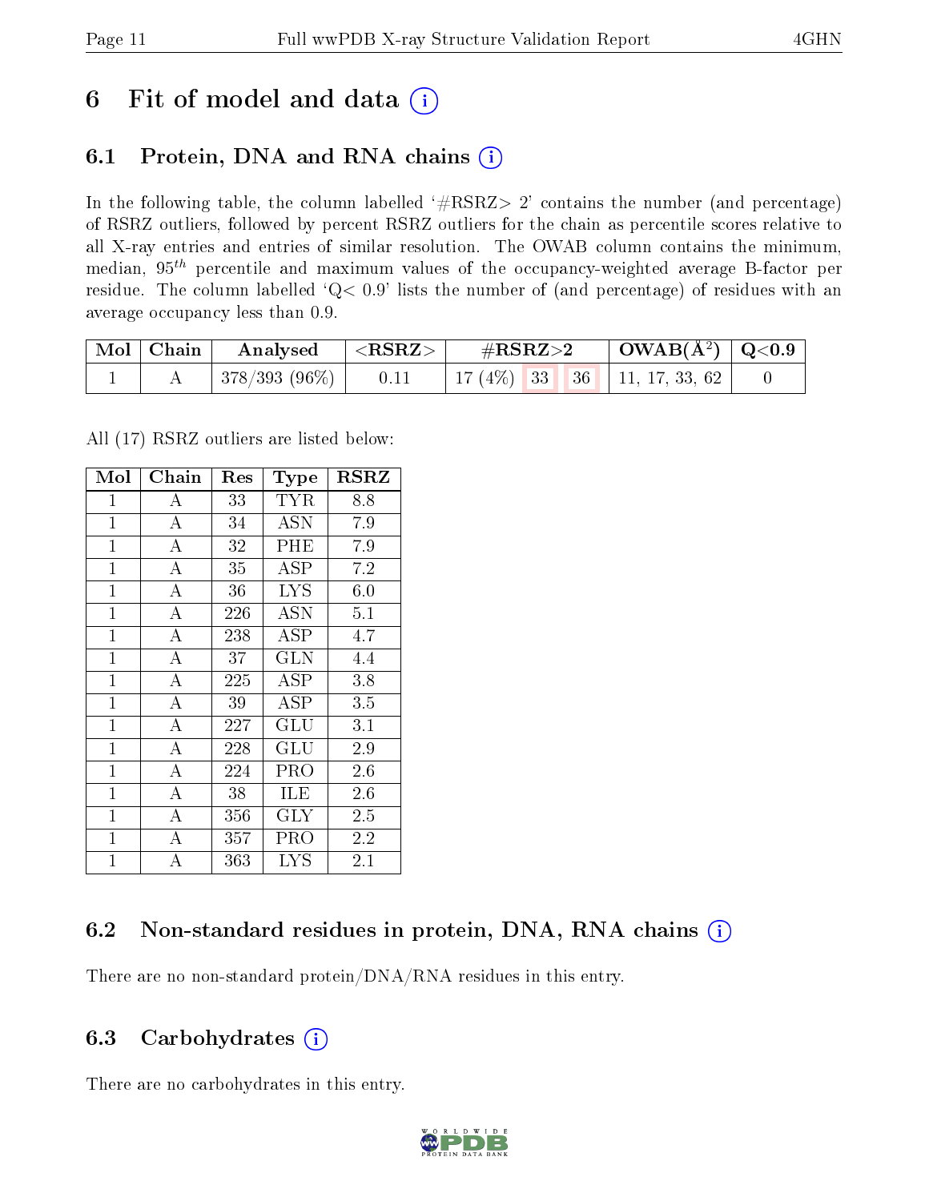# 6 Fit of model and data (i)

## 6.1 Protein, DNA and RNA chains (i)

In the following table, the column labelled '#RSRZ> 2' contains the number (and percentage) of RSRZ outliers, followed by percent RSRZ outliers for the chain as percentile scores relative to all X-ray entries and entries of similar resolution. The OWAB column contains the minimum, median, $95^{th}$ percentile and maximum values of the occupancy-weighted average B-factor per residue. The column labelled 'Q< 0.9' lists the number of (and percentage) of residues with an average occupancy less than 0.9.

| Mol | Chain | Analysed | <RSRZ> | #RSRZ>2 | | | OWAB(Å$^2$) | Q<0.9 |
|---|---|---|---|---|---|---|---|---|
| 1 | A | 378/393 (96%) | 0.11 | 17 (4%) | 33 | 36 | 11, 17, 33, 62 | 0 |

All (17) RSRZ outliers are listed below:

| Mol | Chain | Res | Type | RSRZ |
|---|---|---|---|---|
| 1 | A | 33 | TYR | 8.8 |
| 1 | A | 34 | ASN | 7.9 |
| 1 | A | 32 | PHE | 7.9 |
| 1 | A | 35 | ASP | 7.2 |
| 1 | A | 36 | LYS | 6.0 |
| 1 | A | 226 | ASN | 5.1 |
| 1 | A | 238 | ASP | 4.7 |
| 1 | A | 37 | GLN | 4.4 |
| 1 | A | 225 | ASP | 3.8 |
| 1 | A | 39 | ASP | 3.5 |
| 1 | A | 227 | GLU | 3.1 |
| 1 | A | 228 | GLU | 2.9 |
| 1 | A | 224 | PRO | 2.6 |
| 1 | A | 38 | ILE | 2.6 |
| 1 | A | 356 | GLY | 2.5 |
| 1 | A | 357 | PRO | 2.2 |
| 1 | A | 363 | LYS | 2.1 |

## 6.2 Non-standard residues in protein, DNA, RNA chains (i)

There are no non-standard protein/DNA/RNA residues in this entry.

## 6.3 Carbohydrates (i)

There are no carbohydrates in this entry.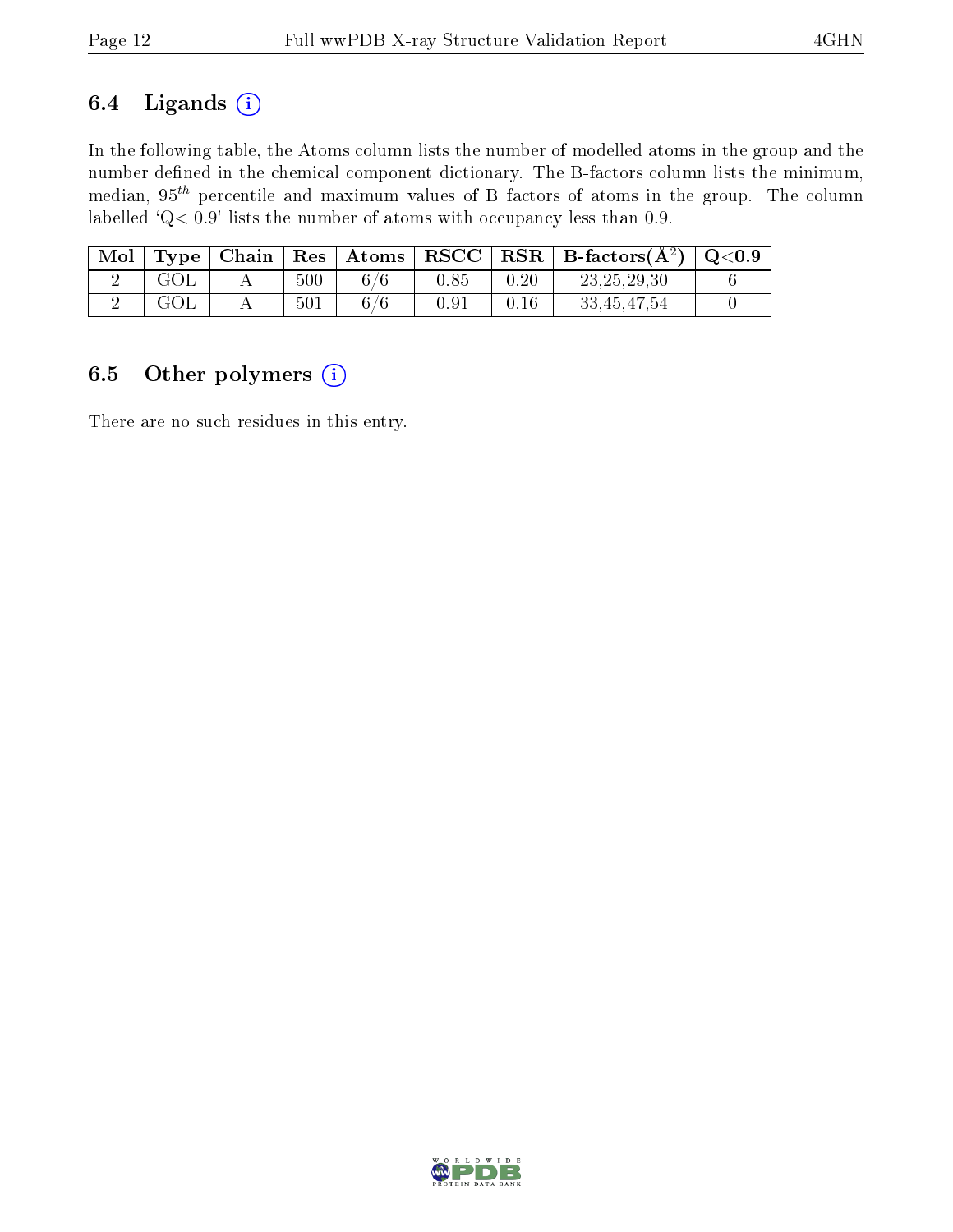## 6.4 Ligands ⓘ

In the following table, the Atoms column lists the number of modelled atoms in the group and the number defined in the chemical component dictionary. The B-factors column lists the minimum, median, $95^{th}$ percentile and maximum values of B factors of atoms in the group. The column labelled 'Q< 0.9' lists the number of atoms with occupancy less than 0.9.

| Mol | Type | Chain | Res | Atoms | RSCC | RSR | B-factors(Å$^2$) | Q<0.9 |
|---|---|---|---|---|---|---|---|---|
| 2 | GOL | A | 500 | 6/6 | 0.85 | 0.20 | 23,25,29,30 | 6 |
| 2 | GOL | A | 501 | 6/6 | 0.91 | 0.16 | 33,45,47,54 | 0 |

## 6.5 Other polymers ⓘ

There are no such residues in this entry.